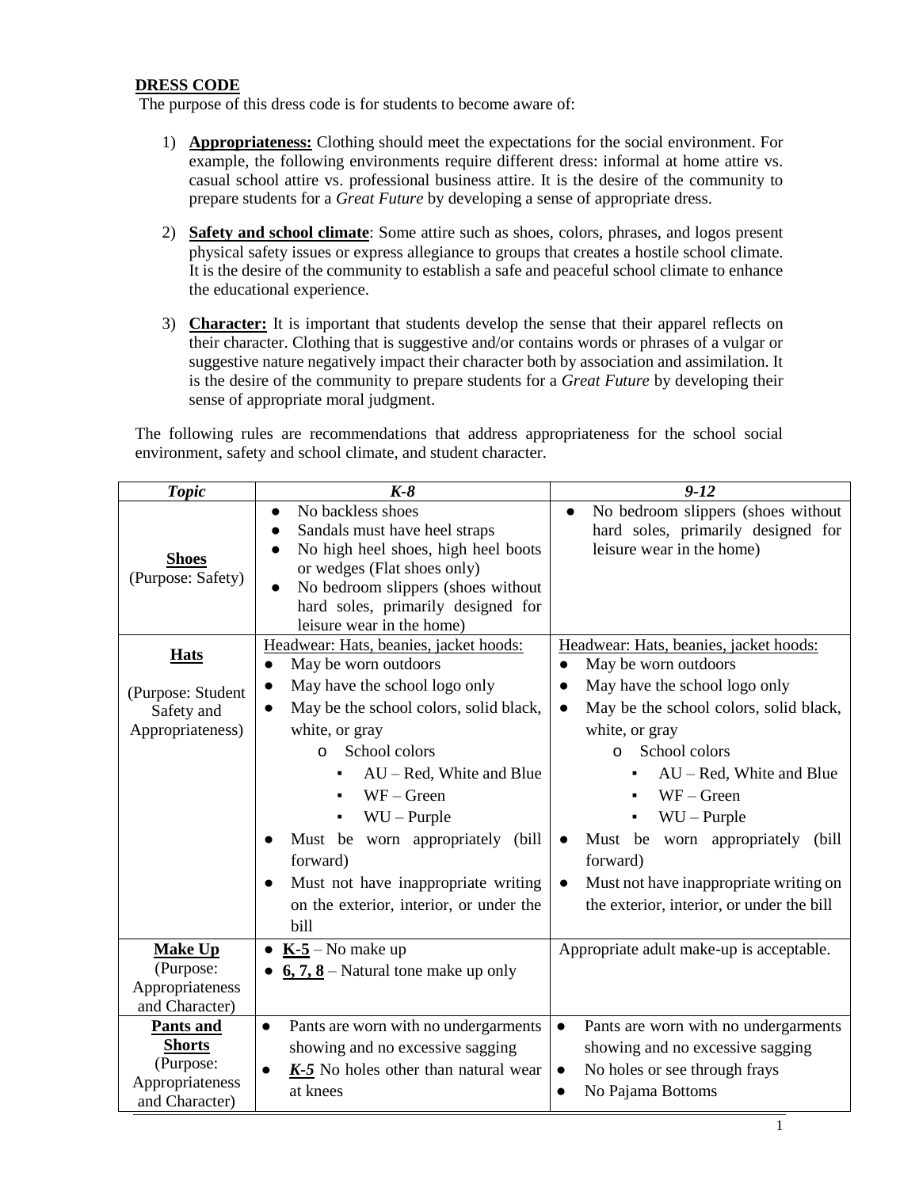**DRESS CODE**

The purpose of this dress code is for students to become aware of:

1) **Appropriateness:** Clothing should meet the expectations for the social environment. For example, the following environments require different dress: informal at home attire vs. casual school attire vs. professional business attire. It is the desire of the community to prepare students for a *Great Future* by developing a sense of appropriate dress.

2) **Safety and school climate**: Some attire such as shoes, colors, phrases, and logos present physical safety issues or express allegiance to groups that creates a hostile school climate. It is the desire of the community to establish a safe and peaceful school climate to enhance the educational experience.

3) **Character:** It is important that students develop the sense that their apparel reflects on their character. Clothing that is suggestive and/or contains words or phrases of a vulgar or suggestive nature negatively impact their character both by association and assimilation. It is the desire of the community to prepare students for a *Great Future* by developing their sense of appropriate moral judgment.

The following rules are recommendations that address appropriateness for the school social environment, safety and school climate, and student character.

| *Topic* | *K-8* | *9-12* |
|---|---|---|
| **Shoes** (Purpose: Safety) | • No backless shoes<br>• Sandals must have heel straps<br>• No high heel shoes, high heel boots or wedges (Flat shoes only)<br>• No bedroom slippers (shoes without hard soles, primarily designed for leisure wear in the home) | • No bedroom slippers (shoes without hard soles, primarily designed for leisure wear in the home) |
| **Hats** (Purpose: Student Safety and Appropriateness) | Headwear: Hats, beanies, jacket hoods:<br>• May be worn outdoors<br>• May have the school logo only<br>• May be the school colors, solid black, white, or gray<br>  o School colors<br>    ▪ AU – Red, White and Blue<br>    ▪ WF – Green<br>    ▪ WU – Purple<br>• Must be worn appropriately (bill forward)<br>• Must not have inappropriate writing on the exterior, interior, or under the bill | Headwear: Hats, beanies, jacket hoods:<br>• May be worn outdoors<br>• May have the school logo only<br>• May be the school colors, solid black, white, or gray<br>  o School colors<br>    ▪ AU – Red, White and Blue<br>    ▪ WF – Green<br>    ▪ WU – Purple<br>• Must be worn appropriately (bill forward)<br>• Must not have inappropriate writing on the exterior, interior, or under the bill |
| **Make Up** (Purpose: Appropriateness and Character) | • **K-5** – No make up<br>• **6, 7, 8** – Natural tone make up only | Appropriate adult make-up is acceptable. |
| **Pants and Shorts** (Purpose: Appropriateness and Character) | • Pants are worn with no undergarments showing and no excessive sagging<br>• ***K-5*** No holes other than natural wear at knees | • Pants are worn with no undergarments showing and no excessive sagging<br>• No holes or see through frays<br>• No Pajama Bottoms |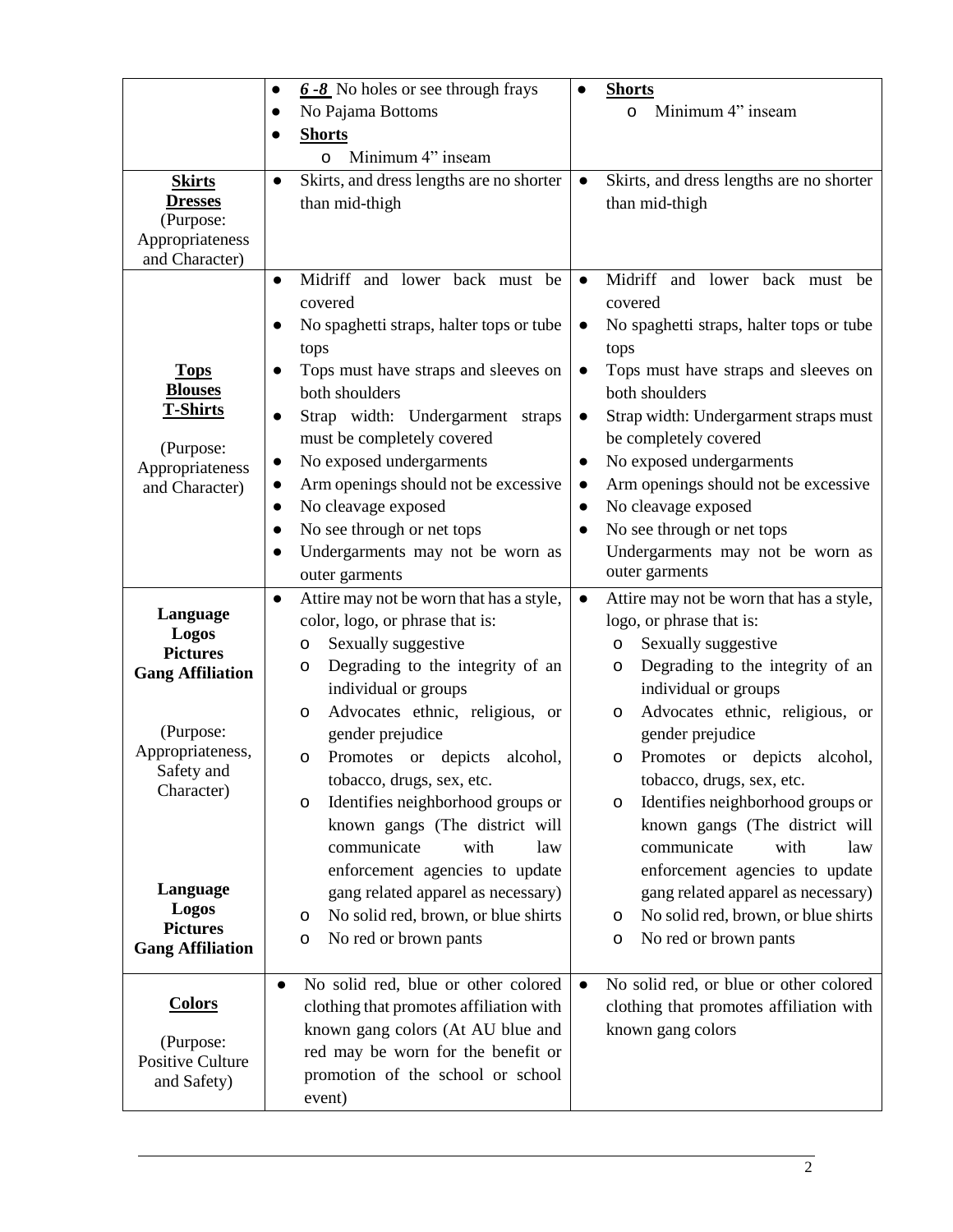| | | |
|---|---|---|
| | • ***6 -8*** No holes or see through frays<br>• No Pajama Bottoms<br>• **Shorts**<br>  o Minimum 4" inseam | • **Shorts**<br>  o Minimum 4" inseam |
| **Skirts**<br>**Dresses**<br>(Purpose: Appropriateness and Character) | • Skirts, and dress lengths are no shorter than mid-thigh | • Skirts, and dress lengths are no shorter than mid-thigh |
| **Tops**<br>**Blouses**<br>**T-Shirts**<br><br>(Purpose: Appropriateness and Character) | • Midriff and lower back must be covered<br>• No spaghetti straps, halter tops or tube tops<br>• Tops must have straps and sleeves on both shoulders<br>• Strap width: Undergarment straps must be completely covered<br>• No exposed undergarments<br>• Arm openings should not be excessive<br>• No cleavage exposed<br>• No see through or net tops<br>• Undergarments may not be worn as outer garments | • Midriff and lower back must be covered<br>• No spaghetti straps, halter tops or tube tops<br>• Tops must have straps and sleeves on both shoulders<br>• Strap width: Undergarment straps must be completely covered<br>• No exposed undergarments<br>• Arm openings should not be excessive<br>• No cleavage exposed<br>• No see through or net tops<br>Undergarments may not be worn as outer garments |
| **Language**<br>**Logos**<br>**Pictures**<br>**Gang Affiliation**<br><br>(Purpose: Appropriateness, Safety and Character)<br><br>**Language**<br>**Logos**<br>**Pictures**<br>**Gang Affiliation** | • Attire may not be worn that has a style, color, logo, or phrase that is:<br>  o Sexually suggestive<br>  o Degrading to the integrity of an individual or groups<br>  o Advocates ethnic, religious, or gender prejudice<br>  o Promotes or depicts alcohol, tobacco, drugs, sex, etc.<br>  o Identifies neighborhood groups or known gangs (The district will communicate with law enforcement agencies to update gang related apparel as necessary)<br>  o No solid red, brown, or blue shirts<br>  o No red or brown pants | • Attire may not be worn that has a style, logo, or phrase that is:<br>  o Sexually suggestive<br>  o Degrading to the integrity of an individual or groups<br>  o Advocates ethnic, religious, or gender prejudice<br>  o Promotes or depicts alcohol, tobacco, drugs, sex, etc.<br>  o Identifies neighborhood groups or known gangs (The district will communicate with law enforcement agencies to update gang related apparel as necessary)<br>  o No solid red, brown, or blue shirts<br>  o No red or brown pants |
| **Colors**<br><br>(Purpose: Positive Culture and Safety) | • No solid red, blue or other colored clothing that promotes affiliation with known gang colors (At AU blue and red may be worn for the benefit or promotion of the school or school event) | • No solid red, or blue or other colored clothing that promotes affiliation with known gang colors |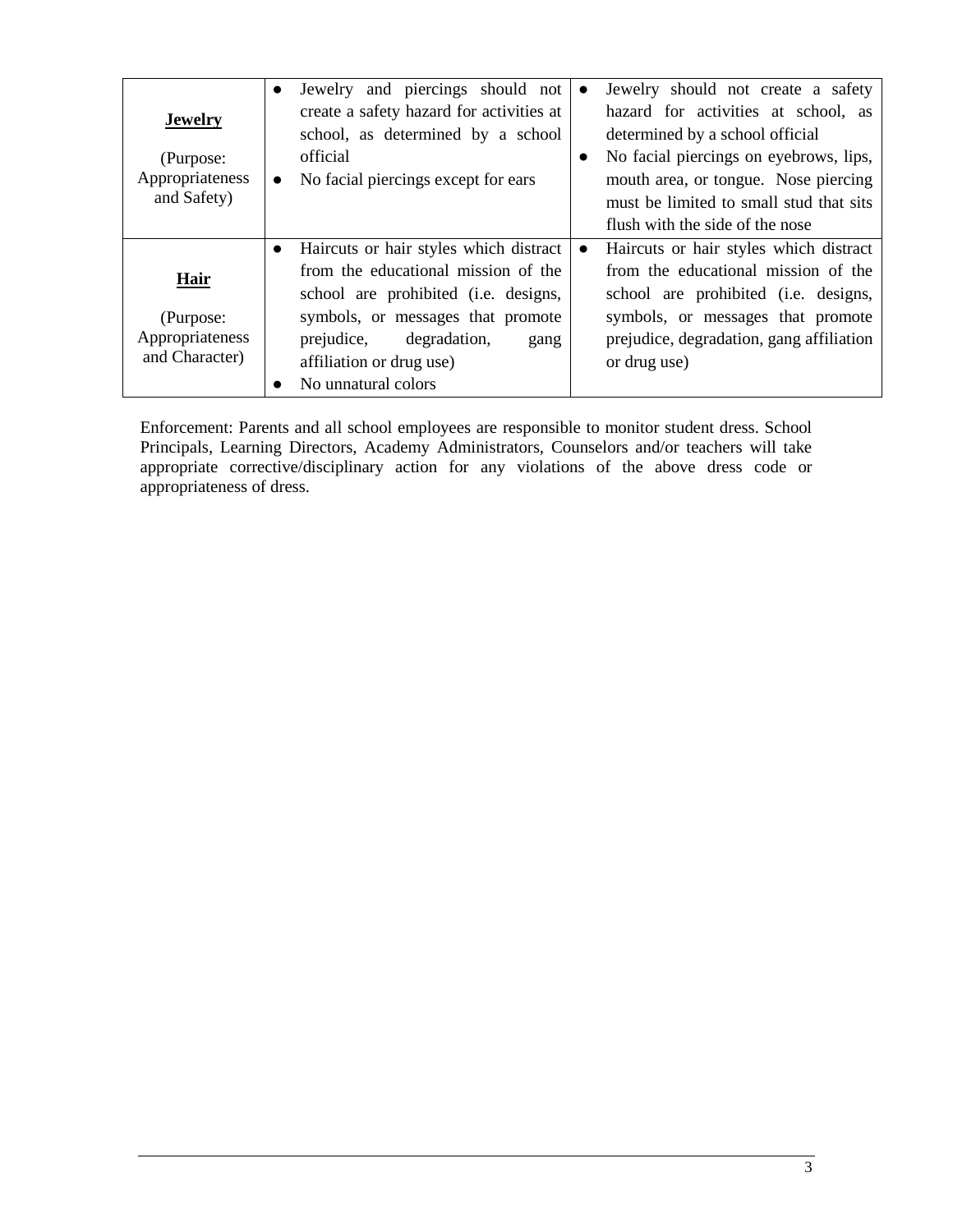| | | |
|---|---|---|
| **Jewelry**<br><br>(Purpose: Appropriateness and Safety) | • Jewelry and piercings should not create a safety hazard for activities at school, as determined by a school official<br>• No facial piercings except for ears | • Jewelry should not create a safety hazard for activities at school, as determined by a school official<br>• No facial piercings on eyebrows, lips, mouth area, or tongue. Nose piercing must be limited to small stud that sits flush with the side of the nose |
| **Hair**<br><br>(Purpose: Appropriateness and Character) | • Haircuts or hair styles which distract from the educational mission of the school are prohibited (i.e. designs, symbols, or messages that promote prejudice, degradation, gang affiliation or drug use)<br>• No unnatural colors | • Haircuts or hair styles which distract from the educational mission of the school are prohibited (i.e. designs, symbols, or messages that promote prejudice, degradation, gang affiliation or drug use) |

Enforcement: Parents and all school employees are responsible to monitor student dress. School Principals, Learning Directors, Academy Administrators, Counselors and/or teachers will take appropriate corrective/disciplinary action for any violations of the above dress code or appropriateness of dress.